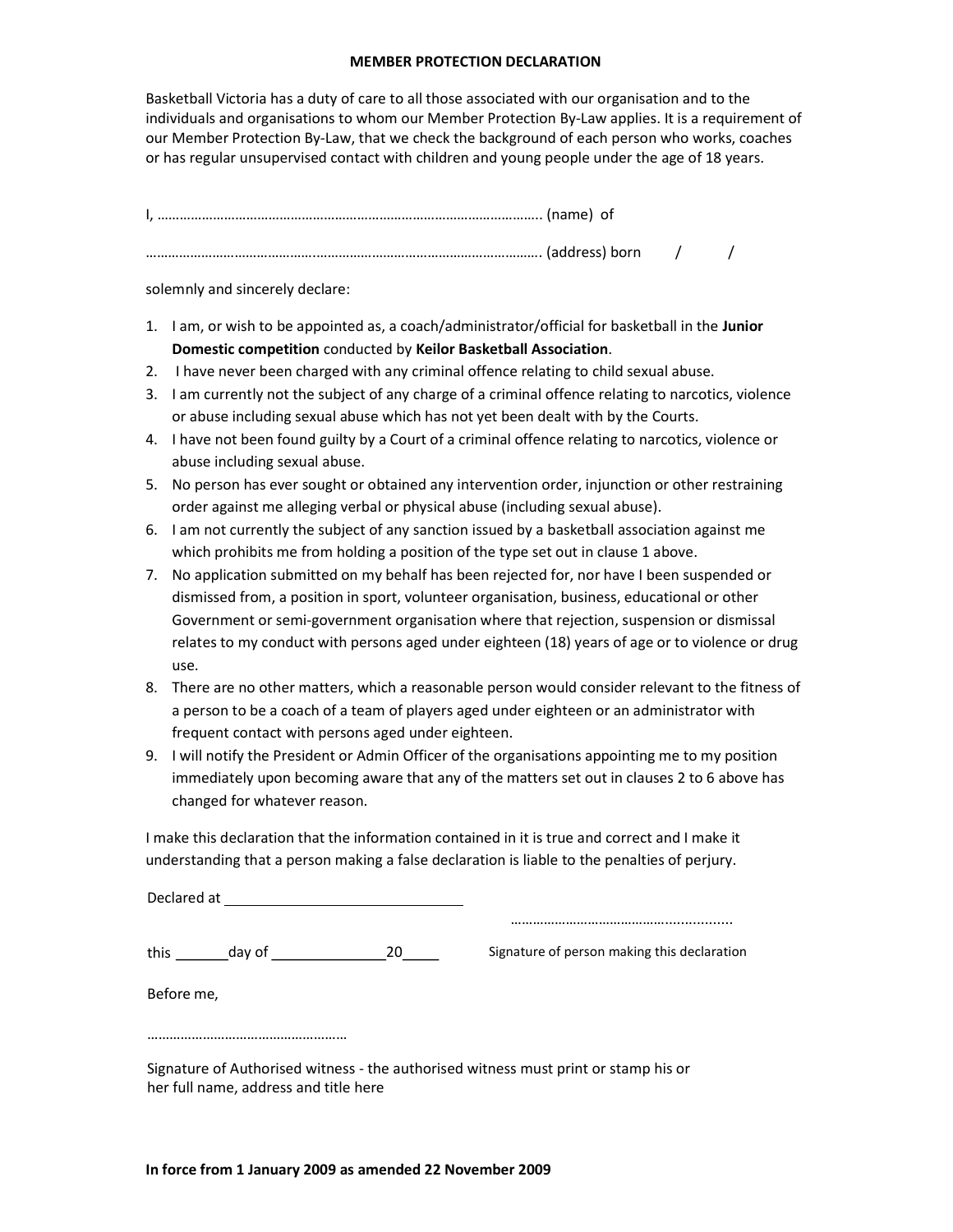# MEMBER PROTECTION DECLARATION

Basketball Victoria has a duty of care to all those associated with our organisation and to the individuals and organisations to whom our Member Protection By-Law applies. It is a requirement of our Member Protection By-Law, that we check the background of each person who works, coaches or has regular unsupervised contact with children and young people under the age of 18 years.

I, ………………………………………………………………………………………….. (name) of

…………………………………………………………………………………………….. (address) born / /

solemnly and sincerely declare:

1. I am, or wish to be appointed as, a coach/administrator/official for basketball in the **Junior Domestic competition** conducted by **Keilor Basketball Association**.
2. I have never been charged with any criminal offence relating to child sexual abuse.
3. I am currently not the subject of any charge of a criminal offence relating to narcotics, violence or abuse including sexual abuse which has not yet been dealt with by the Courts.
4. I have not been found guilty by a Court of a criminal offence relating to narcotics, violence or abuse including sexual abuse.
5. No person has ever sought or obtained any intervention order, injunction or other restraining order against me alleging verbal or physical abuse (including sexual abuse).
6. I am not currently the subject of any sanction issued by a basketball association against me which prohibits me from holding a position of the type set out in clause 1 above.
7. No application submitted on my behalf has been rejected for, nor have I been suspended or dismissed from, a position in sport, volunteer organisation, business, educational or other Government or semi-government organisation where that rejection, suspension or dismissal relates to my conduct with persons aged under eighteen (18) years of age or to violence or drug use.
8. There are no other matters, which a reasonable person would consider relevant to the fitness of a person to be a coach of a team of players aged under eighteen or an administrator with frequent contact with persons aged under eighteen.
9. I will notify the President or Admin Officer of the organisations appointing me to my position immediately upon becoming aware that any of the matters set out in clauses 2 to 6 above has changed for whatever reason.

I make this declaration that the information contained in it is true and correct and I make it understanding that a person making a false declaration is liable to the penalties of perjury.

Declared at ______________________________

this _______day of ______________20_____

…………………………………………...........

Signature of person making this declaration

Before me,

……………………………………………

Signature of Authorised witness - the authorised witness must print or stamp his or her full name, address and title here

**In force from 1 January 2009 as amended 22 November 2009**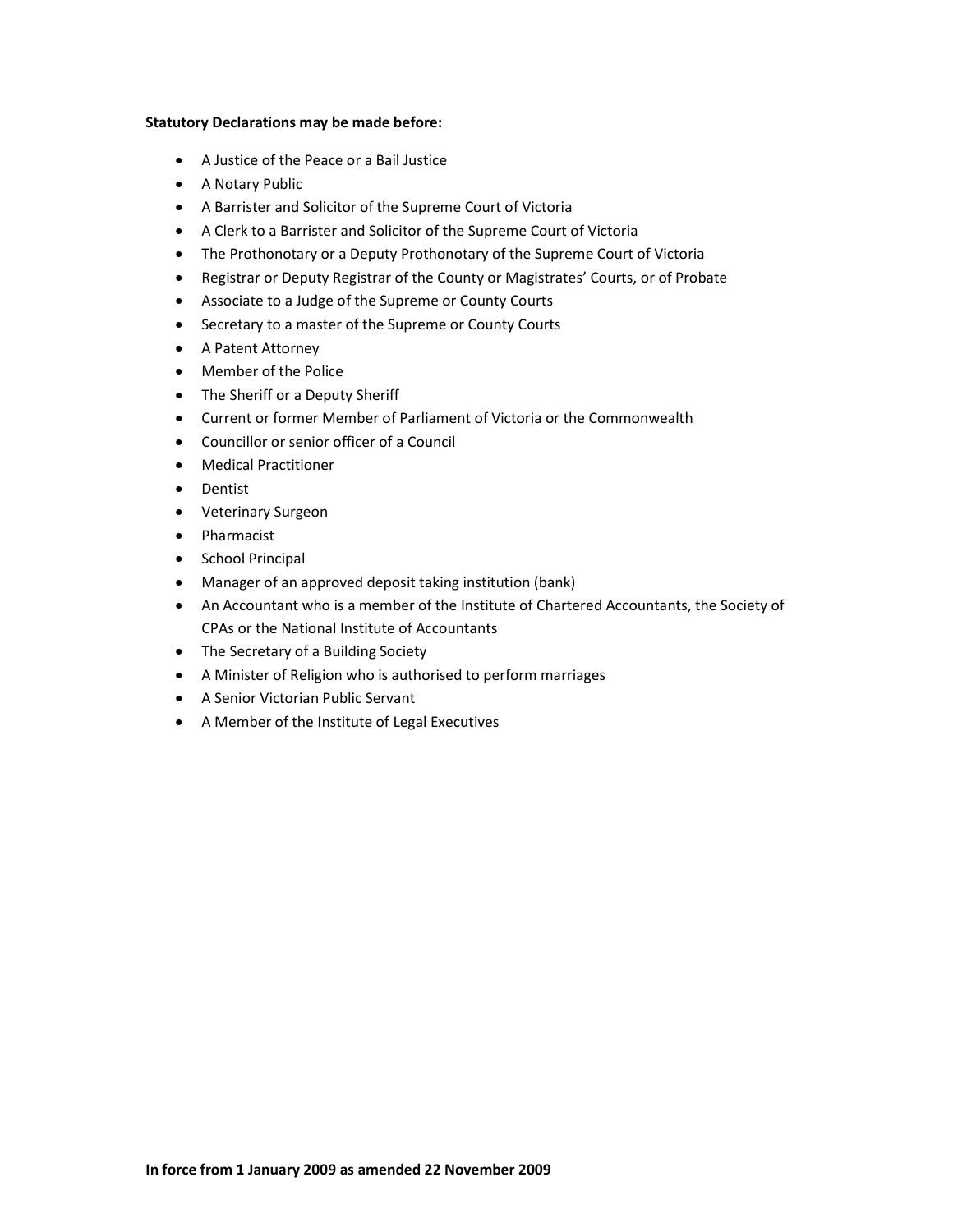**Statutory Declarations may be made before:**

- A Justice of the Peace or a Bail Justice
- A Notary Public
- A Barrister and Solicitor of the Supreme Court of Victoria
- A Clerk to a Barrister and Solicitor of the Supreme Court of Victoria
- The Prothonotary or a Deputy Prothonotary of the Supreme Court of Victoria
- Registrar or Deputy Registrar of the County or Magistrates' Courts, or of Probate
- Associate to a Judge of the Supreme or County Courts
- Secretary to a master of the Supreme or County Courts
- A Patent Attorney
- Member of the Police
- The Sheriff or a Deputy Sheriff
- Current or former Member of Parliament of Victoria or the Commonwealth
- Councillor or senior officer of a Council
- Medical Practitioner
- Dentist
- Veterinary Surgeon
- Pharmacist
- School Principal
- Manager of an approved deposit taking institution (bank)
- An Accountant who is a member of the Institute of Chartered Accountants, the Society of CPAs or the National Institute of Accountants
- The Secretary of a Building Society
- A Minister of Religion who is authorised to perform marriages
- A Senior Victorian Public Servant
- A Member of the Institute of Legal Executives

**In force from 1 January 2009 as amended 22 November 2009**